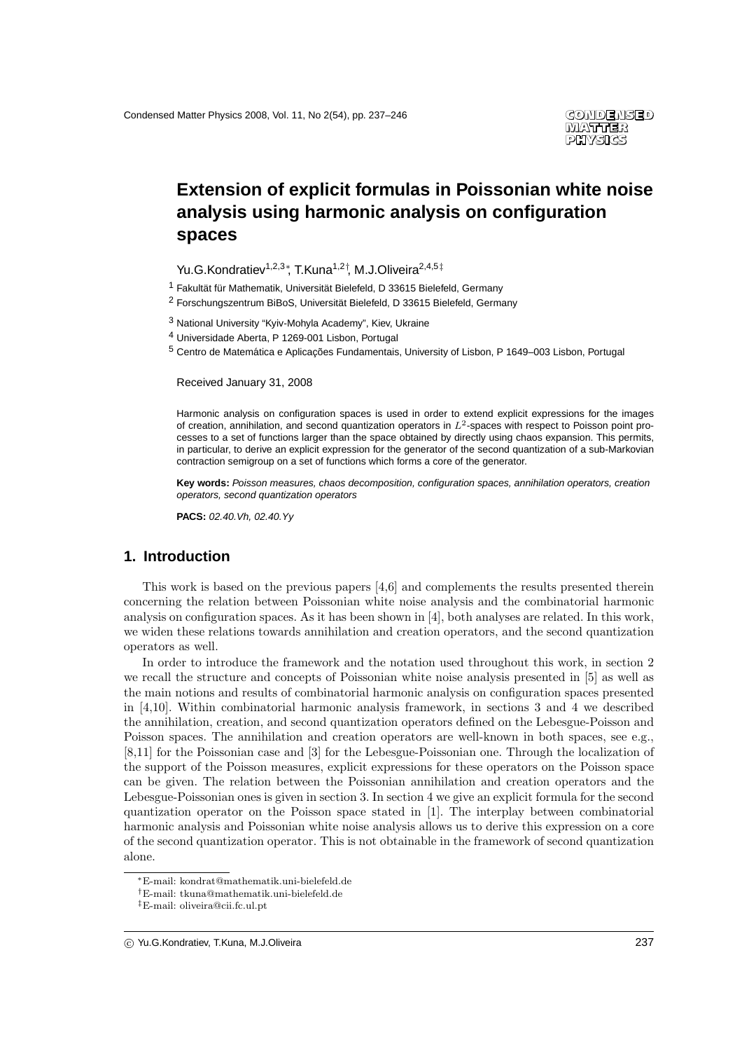# Extension of explicit formulas in Poissonian white noise analysis using harmonic analysis on configuration spaces

Yu.G.Kondratiev[1,2,3]*, T.Kuna[1,2]†, M.J.Oliveira[2,4,5]‡

[1] Fakultät für Mathematik, Universität Bielefeld, D 33615 Bielefeld, Germany

[2] Forschungszentrum BiBoS, Universität Bielefeld, D 33615 Bielefeld, Germany

[3] National University "Kyiv-Mohyla Academy", Kiev, Ukraine

[4] Universidade Aberta, P 1269-001 Lisbon, Portugal

[5] Centro de Matemática e Aplicações Fundamentais, University of Lisbon, P 1649–003 Lisbon, Portugal

Received January 31, 2008

Harmonic analysis on configuration spaces is used in order to extend explicit expressions for the images of creation, annihilation, and second quantization operators in $L^2$-spaces with respect to Poisson point processes to a set of functions larger than the space obtained by directly using chaos expansion. This permits, in particular, to derive an explicit expression for the generator of the second quantization of a sub-Markovian contraction semigroup on a set of functions which forms a core of the generator.

**Key words:** *Poisson measures, chaos decomposition, configuration spaces, annihilation operators, creation operators, second quantization operators*

**PACS:** *02.40.Vh, 02.40.Yy*

## 1. Introduction

This work is based on the previous papers [4,6] and complements the results presented therein concerning the relation between Poissonian white noise analysis and the combinatorial harmonic analysis on configuration spaces. As it has been shown in [4], both analyses are related. In this work, we widen these relations towards annihilation and creation operators, and the second quantization operators as well.

In order to introduce the framework and the notation used throughout this work, in section 2 we recall the structure and concepts of Poissonian white noise analysis presented in [5] as well as the main notions and results of combinatorial harmonic analysis on configuration spaces presented in [4,10]. Within combinatorial harmonic analysis framework, in sections 3 and 4 we described the annihilation, creation, and second quantization operators defined on the Lebesgue-Poisson and Poisson spaces. The annihilation and creation operators are well-known in both spaces, see e.g., [8,11] for the Poissonian case and [3] for the Lebesgue-Poissonian one. Through the localization of the support of the Poisson measures, explicit expressions for these operators on the Poisson space can be given. The relation between the Poissonian annihilation and creation operators and the Lebesgue-Poissonian ones is given in section 3. In section 4 we give an explicit formula for the second quantization operator on the Poisson space stated in [1]. The interplay between combinatorial harmonic analysis and Poissonian white noise analysis allows us to derive this expression on a core of the second quantization operator. This is not obtainable in the framework of second quantization alone.

*E-mail: kondrat@mathematik.uni-bielefeld.de

†E-mail: tkuna@mathematik.uni-bielefeld.de

‡E-mail: oliveira@cii.fc.ul.pt

© Yu.G.Kondratiev, T.Kuna, M.J.Oliveira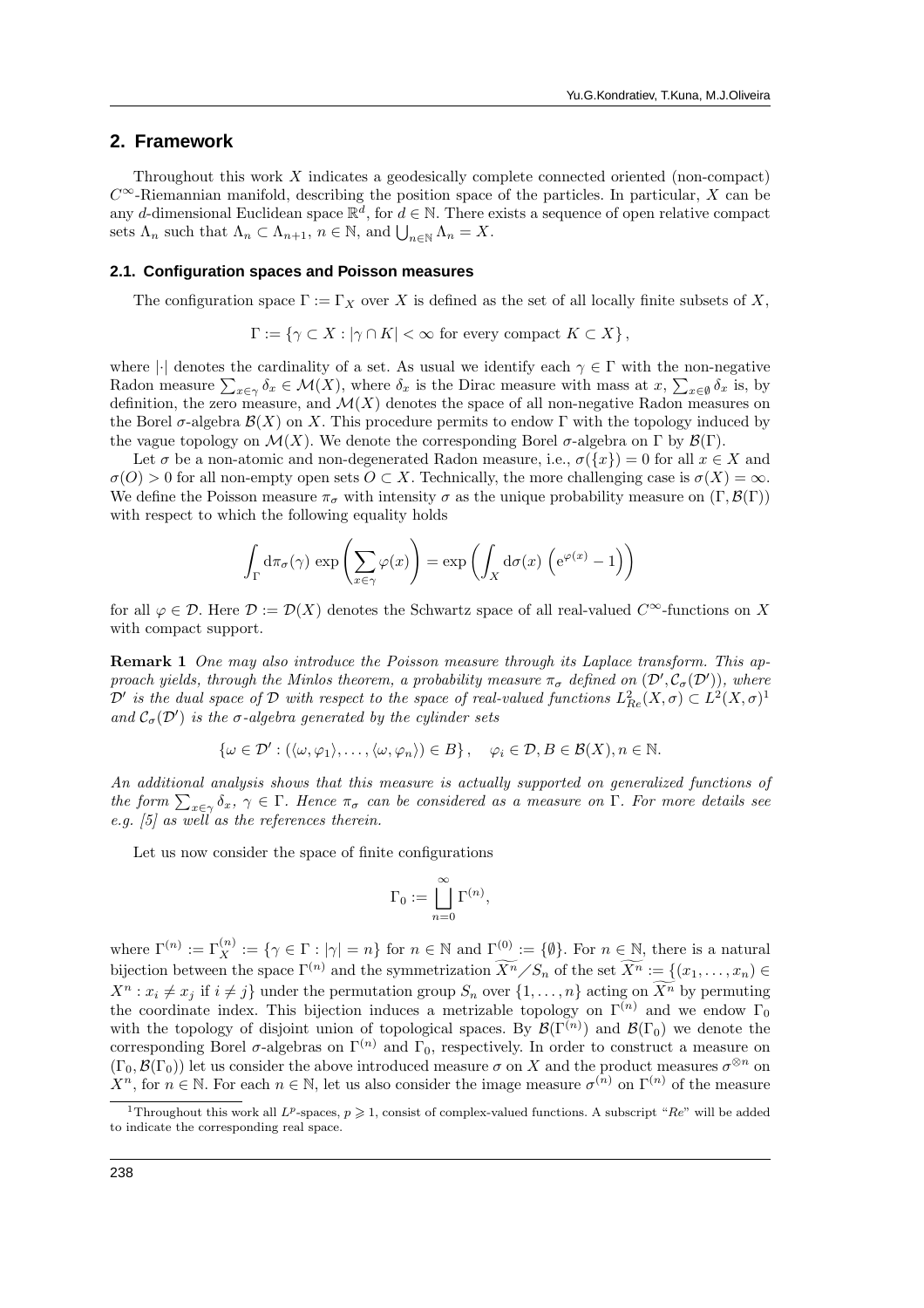## 2. Framework

Throughout this work $X$ indicates a geodesically complete connected oriented (non-compact) $C^\infty$-Riemannian manifold, describing the position space of the particles. In particular, $X$ can be any $d$-dimensional Euclidean space $\mathbb{R}^d$, for $d \in \mathbb{N}$. There exists a sequence of open relative compact sets $\Lambda_n$ such that $\Lambda_n \subset \Lambda_{n+1}$, $n \in \mathbb{N}$, and $\bigcup_{n\in\mathbb{N}} \Lambda_n = X$.

### 2.1. Configuration spaces and Poisson measures

The configuration space $\Gamma := \Gamma_X$ over $X$ is defined as the set of all locally finite subsets of $X$,

$$\Gamma := \{\gamma \subset X : |\gamma \cap K| < \infty \text{ for every compact } K \subset X\},$$

where $|\cdot|$ denotes the cardinality of a set. As usual we identify each $\gamma \in \Gamma$ with the non-negative Radon measure $\sum_{x\in\gamma} \delta_x \in \mathcal{M}(X)$, where $\delta_x$ is the Dirac measure with mass at $x$, $\sum_{x\in\emptyset} \delta_x$ is, by definition, the zero measure, and $\mathcal{M}(X)$ denotes the space of all non-negative Radon measures on the Borel $\sigma$-algebra $\mathcal{B}(X)$ on $X$. This procedure permits to endow $\Gamma$ with the topology induced by the vague topology on $\mathcal{M}(X)$. We denote the corresponding Borel $\sigma$-algebra on $\Gamma$ by $\mathcal{B}(\Gamma)$.

Let $\sigma$ be a non-atomic and non-degenerated Radon measure, i.e., $\sigma(\{x\}) = 0$ for all $x \in X$ and $\sigma(O) > 0$ for all non-empty open sets $O \subset X$. Technically, the more challenging case is $\sigma(X) = \infty$. We define the Poisson measure $\pi_\sigma$ with intensity $\sigma$ as the unique probability measure on $(\Gamma, \mathcal{B}(\Gamma))$ with respect to which the following equality holds

$$\int_\Gamma d\pi_\sigma(\gamma) \, \exp\left(\sum_{x\in\gamma} \varphi(x)\right) = \exp\left(\int_X d\sigma(x) \, \left(e^{\varphi(x)} - 1\right)\right)$$

for all $\varphi \in \mathcal{D}$. Here $\mathcal{D} := \mathcal{D}(X)$ denotes the Schwartz space of all real-valued $C^\infty$-functions on $X$ with compact support.

**Remark 1** *One may also introduce the Poisson measure through its Laplace transform. This approach yields, through the Minlos theorem, a probability measure $\pi_\sigma$ defined on $(\mathcal{D}', \mathcal{C}_\sigma(\mathcal{D}'))$, where $\mathcal{D}'$ is the dual space of $\mathcal{D}$ with respect to the space of real-valued functions $L^2_{Re}(X, \sigma) \subset L^2(X, \sigma)$[1] and $\mathcal{C}_\sigma(\mathcal{D}')$ is the $\sigma$-algebra generated by the cylinder sets*

$$\{\omega \in \mathcal{D}' : (\langle\omega, \varphi_1\rangle, \ldots, \langle\omega, \varphi_n\rangle) \in B\}, \quad \varphi_i \in \mathcal{D}, B \in \mathcal{B}(X), n \in \mathbb{N}.$$

*An additional analysis shows that this measure is actually supported on generalized functions of the form $\sum_{x\in\gamma} \delta_x$, $\gamma \in \Gamma$. Hence $\pi_\sigma$ can be considered as a measure on $\Gamma$. For more details see e.g. [5] as well as the references therein.*

Let us now consider the space of finite configurations

$$\Gamma_0 := \bigsqcup_{n=0}^{\infty} \Gamma^{(n)},$$

where $\Gamma^{(n)} := \Gamma^{(n)}_X := \{\gamma \in \Gamma : |\gamma| = n\}$ for $n \in \mathbb{N}$ and $\Gamma^{(0)} := \{\emptyset\}$. For $n \in \mathbb{N}$, there is a natural bijection between the space $\Gamma^{(n)}$ and the symmetrization $\widetilde{X^n}/S_n$ of the set $\widetilde{X^n} := \{(x_1, \ldots, x_n) \in X^n : x_i \neq x_j \text{ if } i \neq j\}$ under the permutation group $S_n$ over $\{1, \ldots, n\}$ acting on $\widetilde{X^n}$ by permuting the coordinate index. This bijection induces a metrizable topology on $\Gamma^{(n)}$ and we endow $\Gamma_0$ with the topology of disjoint union of topological spaces. By $\mathcal{B}(\Gamma^{(n)})$ and $\mathcal{B}(\Gamma_0)$ we denote the corresponding Borel $\sigma$-algebras on $\Gamma^{(n)}$ and $\Gamma_0$, respectively. In order to construct a measure on $(\Gamma_0, \mathcal{B}(\Gamma_0))$ let us consider the above introduced measure $\sigma$ on $X$ and the product measures $\sigma^{\otimes n}$ on $X^n$, for $n \in \mathbb{N}$. For each $n \in \mathbb{N}$, let us also consider the image measure $\sigma^{(n)}$ on $\Gamma^{(n)}$ of the measure

[1] Throughout this work all $L^p$-spaces, $p \geqslant 1$, consist of complex-valued functions. A subscript "*Re*" will be added to indicate the corresponding real space.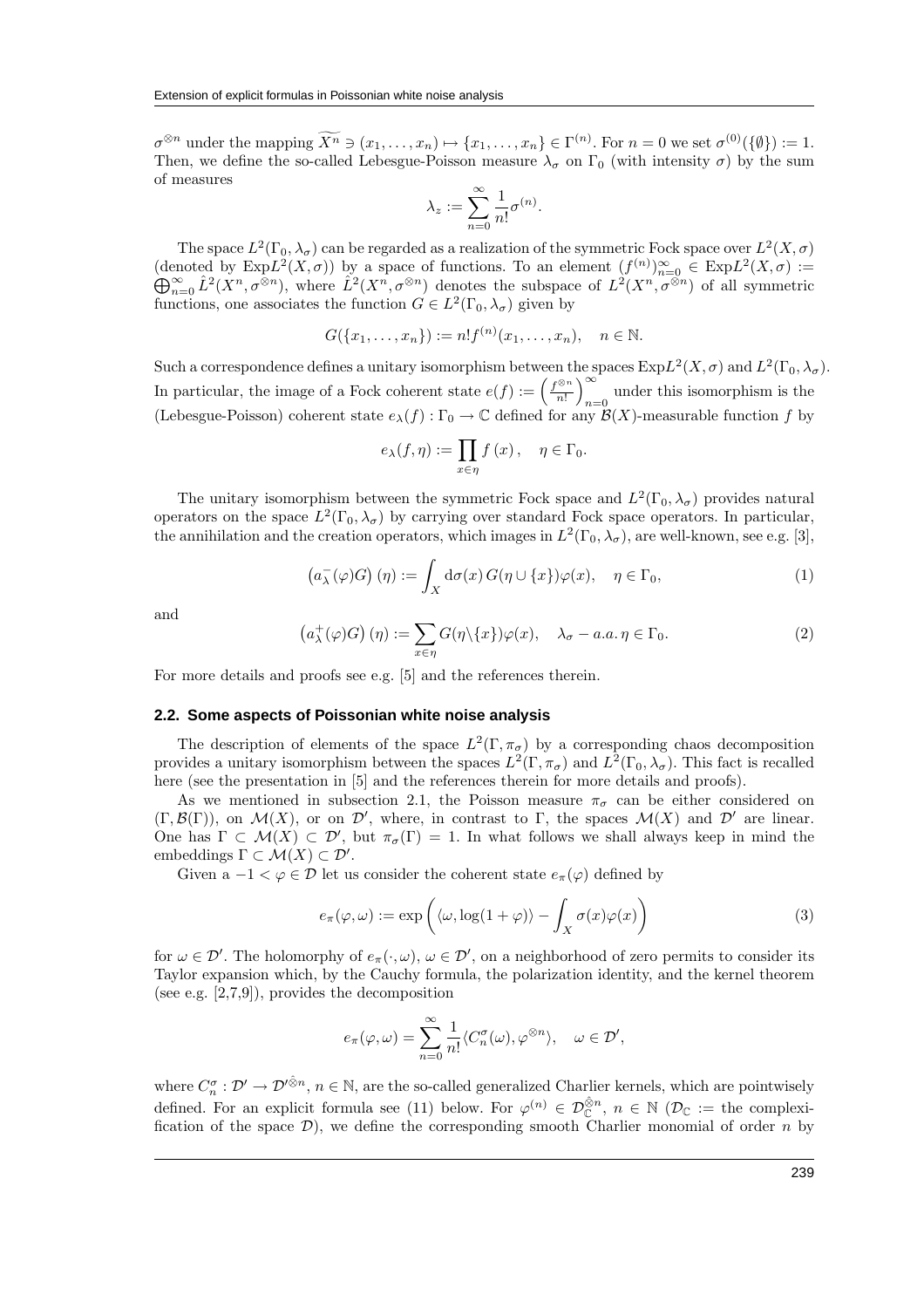$\sigma^{\otimes n}$ under the mapping $\widetilde{X^n} \ni (x_1, \ldots, x_n) \mapsto \{x_1, \ldots, x_n\} \in \Gamma^{(n)}$. For $n = 0$ we set $\sigma^{(0)}(\{\emptyset\}) := 1$. Then, we define the so-called Lebesgue-Poisson measure $\lambda_\sigma$ on $\Gamma_0$ (with intensity $\sigma$) by the sum of measures

$$\lambda_z := \sum_{n=0}^{\infty} \frac{1}{n!} \sigma^{(n)}.$$

The space $L^2(\Gamma_0, \lambda_\sigma)$ can be regarded as a realization of the symmetric Fock space over $L^2(X, \sigma)$ (denoted by $\mathrm{Exp}L^2(X, \sigma)$) by a space of functions. To an element $(f^{(n)})_{n=0}^{\infty} \in \mathrm{Exp}L^2(X, \sigma) := \bigoplus_{n=0}^{\infty} \hat{L}^2(X^n, \sigma^{\otimes n})$, where $\hat{L}^2(X^n, \sigma^{\otimes n})$ denotes the subspace of $L^2(X^n, \sigma^{\otimes n})$ of all symmetric functions, one associates the function $G \in L^2(\Gamma_0, \lambda_\sigma)$ given by

$$G(\{x_1, \ldots, x_n\}) := n! f^{(n)}(x_1, \ldots, x_n), \quad n \in \mathbb{N}.$$

Such a correspondence defines a unitary isomorphism between the spaces $\mathrm{Exp}L^2(X, \sigma)$ and $L^2(\Gamma_0, \lambda_\sigma)$. In particular, the image of a Fock coherent state $e(f) := \left(\frac{f^{\otimes n}}{n!}\right)_{n=0}^{\infty}$ under this isomorphism is the (Lebesgue-Poisson) coherent state $e_\lambda(f) : \Gamma_0 \to \mathbb{C}$ defined for any $\mathcal{B}(X)$-measurable function $f$ by

$$e_\lambda(f, \eta) := \prod_{x \in \eta} f(x), \quad \eta \in \Gamma_0.$$

The unitary isomorphism between the symmetric Fock space and $L^2(\Gamma_0, \lambda_\sigma)$ provides natural operators on the space $L^2(\Gamma_0, \lambda_\sigma)$ by carrying over standard Fock space operators. In particular, the annihilation and the creation operators, which images in $L^2(\Gamma_0, \lambda_\sigma)$, are well-known, see e.g. [3],

$$\left(a_\lambda^-(\varphi)G\right)(\eta) := \int_X d\sigma(x)\, G(\eta \cup \{x\})\varphi(x), \quad \eta \in \Gamma_0, \tag{1}$$

and

$$\left(a_\lambda^+(\varphi)G\right)(\eta) := \sum_{x \in \eta} G(\eta \backslash \{x\})\varphi(x), \quad \lambda_\sigma - a.a.\, \eta \in \Gamma_0. \tag{2}$$

For more details and proofs see e.g. [5] and the references therein.

### 2.2. Some aspects of Poissonian white noise analysis

The description of elements of the space $L^2(\Gamma, \pi_\sigma)$ by a corresponding chaos decomposition provides a unitary isomorphism between the spaces $L^2(\Gamma, \pi_\sigma)$ and $L^2(\Gamma_0, \lambda_\sigma)$. This fact is recalled here (see the presentation in [5] and the references therein for more details and proofs).

As we mentioned in subsection 2.1, the Poisson measure $\pi_\sigma$ can be either considered on $(\Gamma, \mathcal{B}(\Gamma))$, on $\mathcal{M}(X)$, or on $\mathcal{D}'$, where, in contrast to $\Gamma$, the spaces $\mathcal{M}(X)$ and $\mathcal{D}'$ are linear. One has $\Gamma \subset \mathcal{M}(X) \subset \mathcal{D}'$, but $\pi_\sigma(\Gamma) = 1$. In what follows we shall always keep in mind the embeddings $\Gamma \subset \mathcal{M}(X) \subset \mathcal{D}'$.

Given a $-1 < \varphi \in \mathcal{D}$ let us consider the coherent state $e_\pi(\varphi)$ defined by

$$e_\pi(\varphi, \omega) := \exp\left(\langle \omega, \log(1 + \varphi)\rangle - \int_X \sigma(x)\varphi(x)\right) \tag{3}$$

for $\omega \in \mathcal{D}'$. The holomorphy of $e_\pi(\cdot, \omega)$, $\omega \in \mathcal{D}'$, on a neighborhood of zero permits to consider its Taylor expansion which, by the Cauchy formula, the polarization identity, and the kernel theorem (see e.g. [2,7,9]), provides the decomposition

$$e_\pi(\varphi, \omega) = \sum_{n=0}^{\infty} \frac{1}{n!} \langle C_n^\sigma(\omega), \varphi^{\otimes n}\rangle, \quad \omega \in \mathcal{D}',$$

where $C_n^\sigma : \mathcal{D}' \to \mathcal{D}'^{\hat{\otimes} n}$, $n \in \mathbb{N}$, are the so-called generalized Charlier kernels, which are pointwisely defined. For an explicit formula see (11) below. For $\varphi^{(n)} \in \mathcal{D}_{\mathbb{C}}^{\hat{\otimes} n}$, $n \in \mathbb{N}$ ($\mathcal{D}_{\mathbb{C}} :=$ the complexification of the space $\mathcal{D}$), we define the corresponding smooth Charlier monomial of order $n$ by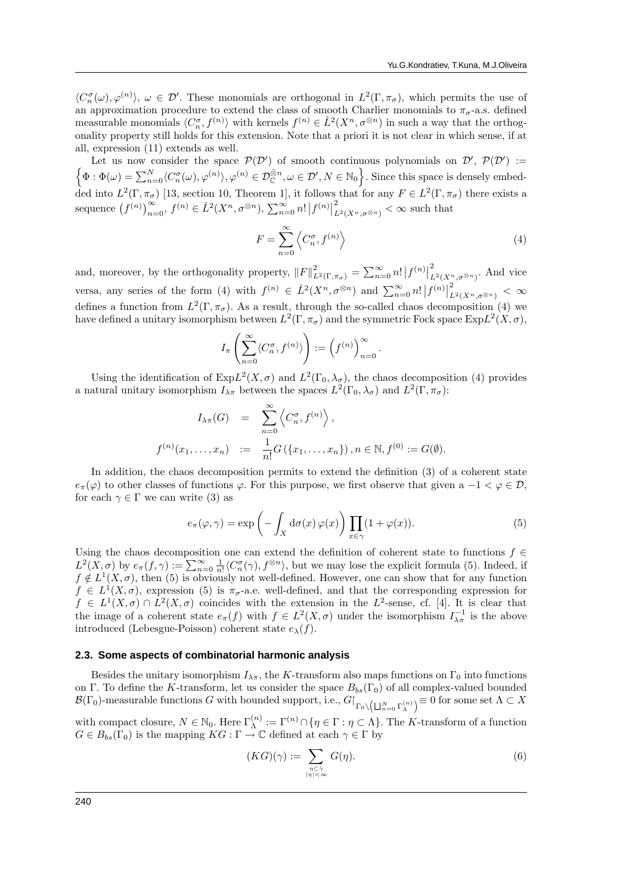$\langle C_n^\sigma(\omega), \varphi^{(n)}\rangle$, $\omega \in \mathcal{D}'$. These monomials are orthogonal in $L^2(\Gamma, \pi_\sigma)$, which permits the use of an approximation procedure to extend the class of smooth Charlier monomials to $\pi_\sigma$-a.s. defined measurable monomials $\langle C_n^\sigma, f^{(n)}\rangle$ with kernels $f^{(n)} \in \hat{L}^2(X^n, \sigma^{\otimes n})$ in such a way that the orthogonality property still holds for this extension. Note that a priori it is not clear in which sense, if at all, expression (11) extends as well.

Let us now consider the space $\mathcal{P}(\mathcal{D}')$ of smooth continuous polynomials on $\mathcal{D}'$, $\mathcal{P}(\mathcal{D}') := \left\{\Phi : \Phi(\omega) = \sum_{n=0}^N \langle C_n^\sigma(\omega), \varphi^{(n)}\rangle, \varphi^{(n)} \in \mathcal{D}_{\mathbb{C}}^{\hat{\otimes} n}, \omega \in \mathcal{D}', N \in \mathbb{N}_0\right\}$. Since this space is densely embedded into $L^2(\Gamma, \pi_\sigma)$ [13, section 10, Theorem 1], it follows that for any $F \in L^2(\Gamma, \pi_\sigma)$ there exists a sequence $\left(f^{(n)}\right)_{n=0}^\infty$, $f^{(n)} \in \hat{L}^2(X^n, \sigma^{\otimes n})$, $\sum_{n=0}^\infty n! \left|f^{(n)}\right|^2_{L^2(X^n, \sigma^{\otimes n})} < \infty$ such that

$$F = \sum_{n=0}^\infty \left\langle C_n^\sigma, f^{(n)}\right\rangle \tag{4}$$

and, moreover, by the orthogonality property, $\|F\|^2_{L^2(\Gamma, \pi_\sigma)} = \sum_{n=0}^\infty n! \left|f^{(n)}\right|^2_{L^2(X^n, \sigma^{\otimes n})}$. And vice versa, any series of the form (4) with $f^{(n)} \in \hat{L}^2(X^n, \sigma^{\otimes n})$ and $\sum_{n=0}^\infty n! \left|f^{(n)}\right|^2_{L^2(X^n, \sigma^{\otimes n})} < \infty$ defines a function from $L^2(\Gamma, \pi_\sigma)$. As a result, through the so-called chaos decomposition (4) we have defined a unitary isomorphism between $L^2(\Gamma, \pi_\sigma)$ and the symmetric Fock space $\mathrm{Exp}L^2(X, \sigma)$,

$$I_\pi\left(\sum_{n=0}^\infty \langle C_n^\sigma, f^{(n)}\rangle\right) := \left(f^{(n)}\right)_{n=0}^\infty.$$

Using the identification of $\mathrm{Exp}L^2(X, \sigma)$ and $L^2(\Gamma_0, \lambda_\sigma)$, the chaos decomposition (4) provides a natural unitary isomorphism $I_{\lambda\pi}$ between the spaces $L^2(\Gamma_0, \lambda_\sigma)$ and $L^2(\Gamma, \pi_\sigma)$:

$$\begin{aligned} I_{\lambda\pi}(G) &= \sum_{n=0}^\infty \left\langle C_n^\sigma, f^{(n)}\right\rangle, \\ f^{(n)}(x_1, \ldots, x_n) &:= \frac{1}{n!} G\left(\{x_1, \ldots, x_n\}\right), n \in \mathbb{N}, f^{(0)} := G(\emptyset). \end{aligned}$$

In addition, the chaos decomposition permits to extend the definition (3) of a coherent state $e_\pi(\varphi)$ to other classes of functions $\varphi$. For this purpose, we first observe that given a $-1 < \varphi \in \mathcal{D}$, for each $\gamma \in \Gamma$ we can write (3) as

$$e_\pi(\varphi, \gamma) = \exp\left(-\int_X d\sigma(x)\, \varphi(x)\right) \prod_{x \in \gamma} (1 + \varphi(x)). \tag{5}$$

Using the chaos decomposition one can extend the definition of coherent state to functions $f \in L^2(X, \sigma)$ by $e_\pi(f, \gamma) := \sum_{n=0}^\infty \frac{1}{n!} \langle C_n^\sigma(\gamma), f^{\otimes n}\rangle$, but we may lose the explicit formula (5). Indeed, if $f \notin L^1(X, \sigma)$, then (5) is obviously not well-defined. However, one can show that for any function $f \in L^1(X, \sigma)$, expression (5) is $\pi_\sigma$-a.e. well-defined, and that the corresponding expression for $f \in L^1(X, \sigma) \cap L^2(X, \sigma)$ coincides with the extension in the $L^2$-sense, cf. [4]. It is clear that the image of a coherent state $e_\pi(f)$ with $f \in L^2(X, \sigma)$ under the isomorphism $I_{\lambda\pi}^{-1}$ is the above introduced (Lebesgue-Poisson) coherent state $e_\lambda(f)$.

### 2.3. Some aspects of combinatorial harmonic analysis

Besides the unitary isomorphism $I_{\lambda\pi}$, the $K$-transform also maps functions on $\Gamma_0$ into functions on $\Gamma$. To define the $K$-transform, let us consider the space $B_{bs}(\Gamma_0)$ of all complex-valued bounded $\mathcal{B}(\Gamma_0)$-measurable functions $G$ with bounded support, i.e., $G\restriction_{\Gamma_0 \setminus \left(\bigsqcup_{n=0}^N \Gamma_\Lambda^{(n)}\right)} \equiv 0$ for some set $\Lambda \subset X$ with compact closure, $N \in \mathbb{N}_0$. Here $\Gamma_\Lambda^{(n)} := \Gamma^{(n)} \cap \{\eta \in \Gamma : \eta \subset \Lambda\}$. The $K$-transform of a function $G \in B_{bs}(\Gamma_0)$ is the mapping $KG : \Gamma \to \mathbb{C}$ defined at each $\gamma \in \Gamma$ by

$$(KG)(\gamma) := \sum_{\substack{\eta \subset \gamma \\ |\eta| < \infty}} G(\eta). \tag{6}$$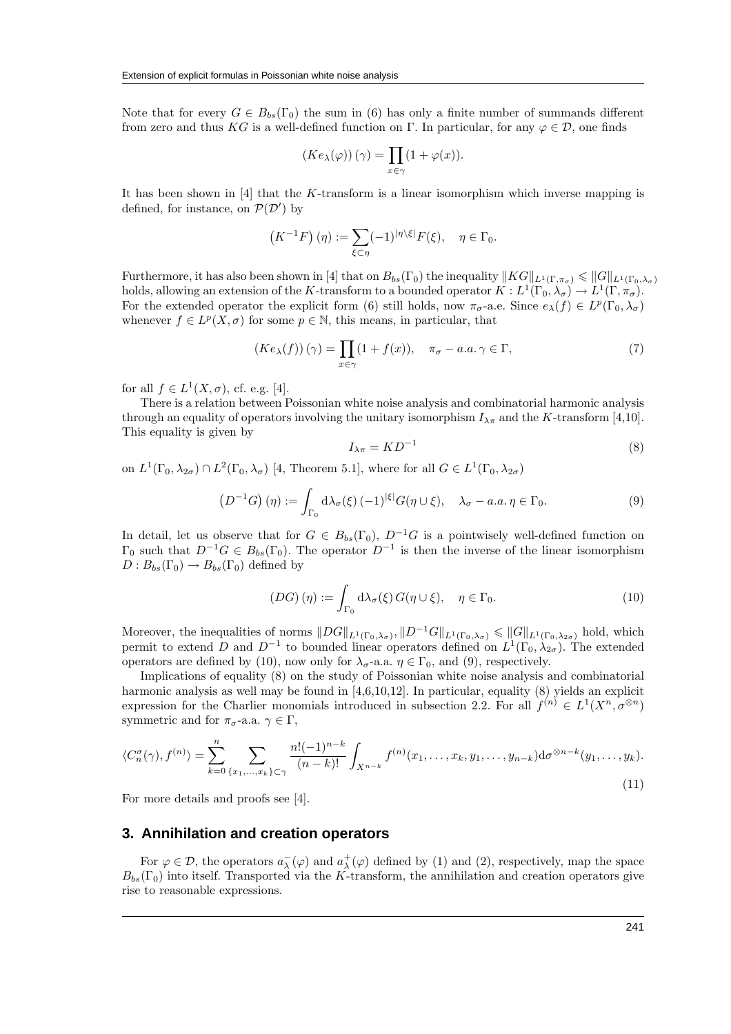Note that for every $G \in B_{bs}(\Gamma_0)$ the sum in (6) has only a finite number of summands different from zero and thus $KG$ is a well-defined function on $\Gamma$. In particular, for any $\varphi \in \mathcal{D}$, one finds

$$(Ke_\lambda(\varphi))(\gamma) = \prod_{x\in\gamma}(1+\varphi(x)).$$

It has been shown in [4] that the $K$-transform is a linear isomorphism which inverse mapping is defined, for instance, on $\mathcal{P}(\mathcal{D}')$ by

$$\left(K^{-1}F\right)(\eta) := \sum_{\xi\subset\eta}(-1)^{|\eta\setminus\xi|}F(\xi), \quad \eta\in\Gamma_0.$$

Furthermore, it has also been shown in [4] that on $B_{bs}(\Gamma_0)$ the inequality $\|KG\|_{L^1(\Gamma,\pi_\sigma)} \leqslant \|G\|_{L^1(\Gamma_0,\lambda_\sigma)}$ holds, allowing an extension of the $K$-transform to a bounded operator $K: L^1(\Gamma_0,\lambda_\sigma)\to L^1(\Gamma,\pi_\sigma)$. For the extended operator the explicit form (6) still holds, now $\pi_\sigma$-a.e. Since $e_\lambda(f)\in L^p(\Gamma_0,\lambda_\sigma)$ whenever $f\in L^p(X,\sigma)$ for some $p\in\mathbb{N}$, this means, in particular, that

$$(Ke_\lambda(f))(\gamma) = \prod_{x\in\gamma}(1+f(x)), \quad \pi_\sigma - a.a.\, \gamma\in\Gamma, \tag{7}$$

for all $f\in L^1(X,\sigma)$, cf. e.g. [4].

There is a relation between Poissonian white noise analysis and combinatorial harmonic analysis through an equality of operators involving the unitary isomorphism $I_{\lambda\pi}$ and the $K$-transform [4,10]. This equality is given by

$$I_{\lambda\pi} = KD^{-1} \tag{8}$$

on $L^1(\Gamma_0,\lambda_{2\sigma})\cap L^2(\Gamma_0,\lambda_\sigma)$ [4, Theorem 5.1], where for all $G\in L^1(\Gamma_0,\lambda_{2\sigma})$

$$\left(D^{-1}G\right)(\eta) := \int_{\Gamma_0} d\lambda_\sigma(\xi)\,(-1)^{|\xi|}G(\eta\cup\xi), \quad \lambda_\sigma - a.a.\,\eta\in\Gamma_0. \tag{9}$$

In detail, let us observe that for $G\in B_{bs}(\Gamma_0)$, $D^{-1}G$ is a pointwisely well-defined function on $\Gamma_0$ such that $D^{-1}G\in B_{bs}(\Gamma_0)$. The operator $D^{-1}$ is then the inverse of the linear isomorphism $D: B_{bs}(\Gamma_0)\to B_{bs}(\Gamma_0)$ defined by

$$(DG)(\eta) := \int_{\Gamma_0} d\lambda_\sigma(\xi)\,G(\eta\cup\xi), \quad \eta\in\Gamma_0. \tag{10}$$

Moreover, the inequalities of norms $\|DG\|_{L^1(\Gamma_0,\lambda_\sigma)}, \|D^{-1}G\|_{L^1(\Gamma_0,\lambda_\sigma)} \leqslant \|G\|_{L^1(\Gamma_0,\lambda_{2\sigma})}$ hold, which permit to extend $D$ and $D^{-1}$ to bounded linear operators defined on $L^1(\Gamma_0,\lambda_{2\sigma})$. The extended operators are defined by (10), now only for $\lambda_\sigma$-a.a. $\eta\in\Gamma_0$, and (9), respectively.

Implications of equality (8) on the study of Poissonian white noise analysis and combinatorial harmonic analysis as well may be found in [4,6,10,12]. In particular, equality (8) yields an explicit expression for the Charlier monomials introduced in subsection 2.2. For all $f^{(n)}\in L^1(X^n,\sigma^{\otimes n})$ symmetric and for $\pi_\sigma$-a.a. $\gamma\in\Gamma$,

$$\langle C_n^\sigma(\gamma), f^{(n)}\rangle = \sum_{k=0}^{n}\sum_{\{x_1,\ldots,x_k\}\subset\gamma}\frac{n!(-1)^{n-k}}{(n-k)!}\int_{X^{n-k}} f^{(n)}(x_1,\ldots,x_k,y_1,\ldots,y_{n-k})d\sigma^{\otimes n-k}(y_1,\ldots,y_k). \tag{11}$$

For more details and proofs see [4].

## 3. Annihilation and creation operators

For $\varphi\in\mathcal{D}$, the operators $a_\lambda^-(\varphi)$ and $a_\lambda^+(\varphi)$ defined by (1) and (2), respectively, map the space $B_{bs}(\Gamma_0)$ into itself. Transported via the $K$-transform, the annihilation and creation operators give rise to reasonable expressions.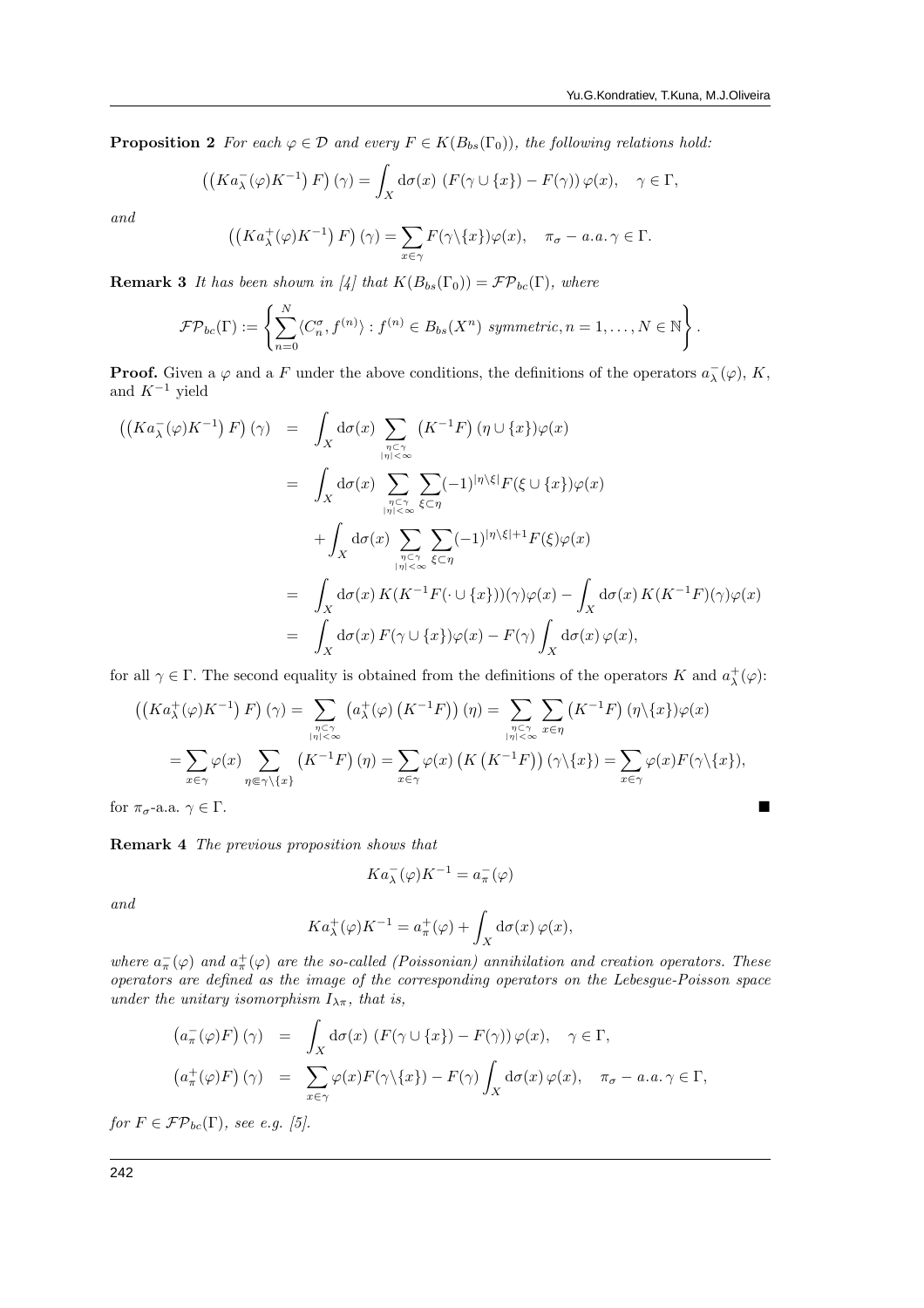**Proposition 2** *For each $\varphi \in \mathcal{D}$ and every $F \in K(B_{bs}(\Gamma_0))$, the following relations hold:*

$$\left(\left(K a_\lambda^-(\varphi) K^{-1}\right) F\right)(\gamma) = \int_X d\sigma(x)\, \left(F(\gamma \cup \{x\}) - F(\gamma)\right) \varphi(x), \quad \gamma \in \Gamma,$$

*and*

$$\left(\left(K a_\lambda^+(\varphi) K^{-1}\right) F\right)(\gamma) = \sum_{x\in\gamma} F(\gamma\setminus\{x\})\varphi(x), \quad \pi_\sigma - a.a.\, \gamma \in \Gamma.$$

**Remark 3** *It has been shown in [4] that $K(B_{bs}(\Gamma_0)) = \mathcal{FP}_{bc}(\Gamma)$, where*

$$\mathcal{FP}_{bc}(\Gamma) := \left\{ \sum_{n=0}^N \langle C_n^\sigma, f^{(n)}\rangle : f^{(n)} \in B_{bs}(X^n) \text{ symmetric}, n = 1, \ldots, N \in \mathbb{N} \right\}.$$

**Proof.** Given a $\varphi$ and a $F$ under the above conditions, the definitions of the operators $a_\lambda^-(\varphi)$, $K$, and $K^{-1}$ yield

$$\begin{aligned}
\left(\left(K a_\lambda^-(\varphi) K^{-1}\right) F\right)(\gamma) &= \int_X d\sigma(x) \sum_{\substack{\eta\subset\gamma\\|\eta|<\infty}} \left(K^{-1}F\right)(\eta\cup\{x\})\varphi(x)\\
&= \int_X d\sigma(x) \sum_{\substack{\eta\subset\gamma\\|\eta|<\infty}} \sum_{\xi\subset\eta} (-1)^{|\eta\setminus\xi|} F(\xi\cup\{x\})\varphi(x)\\
&\quad + \int_X d\sigma(x) \sum_{\substack{\eta\subset\gamma\\|\eta|<\infty}} \sum_{\xi\subset\eta} (-1)^{|\eta\setminus\xi|+1} F(\xi)\varphi(x)\\
&= \int_X d\sigma(x)\, K(K^{-1}F(\cdot\cup\{x\}))(\gamma)\varphi(x) - \int_X d\sigma(x)\, K(K^{-1}F)(\gamma)\varphi(x)\\
&= \int_X d\sigma(x)\, F(\gamma\cup\{x\})\varphi(x) - F(\gamma)\int_X d\sigma(x)\,\varphi(x),
\end{aligned}$$

for all $\gamma \in \Gamma$. The second equality is obtained from the definitions of the operators $K$ and $a_\lambda^+(\varphi)$:

$$\begin{aligned}
\left(\left(K a_\lambda^+(\varphi) K^{-1}\right) F\right)(\gamma) &= \sum_{\substack{\eta\subset\gamma\\|\eta|<\infty}} \left(a_\lambda^+(\varphi)\left(K^{-1}F\right)\right)(\eta) = \sum_{\substack{\eta\subset\gamma\\|\eta|<\infty}} \sum_{x\in\eta} \left(K^{-1}F\right)(\eta\setminus\{x\})\varphi(x)\\
&= \sum_{x\in\gamma}\varphi(x) \sum_{\eta\Subset\gamma\setminus\{x\}} \left(K^{-1}F\right)(\eta) = \sum_{x\in\gamma}\varphi(x)\left(K\left(K^{-1}F\right)\right)(\gamma\setminus\{x\}) = \sum_{x\in\gamma}\varphi(x)F(\gamma\setminus\{x\}),
\end{aligned}$$

for $\pi_\sigma$-a.a. $\gamma \in \Gamma$. ■

**Remark 4** *The previous proposition shows that*

$$K a_\lambda^-(\varphi) K^{-1} = a_\pi^-(\varphi)$$

*and*

$$K a_\lambda^+(\varphi) K^{-1} = a_\pi^+(\varphi) + \int_X d\sigma(x)\,\varphi(x),$$

*where $a_\pi^-(\varphi)$ and $a_\pi^+(\varphi)$ are the so-called (Poissonian) annihilation and creation operators. These operators are defined as the image of the corresponding operators on the Lebesgue-Poisson space under the unitary isomorphism $I_{\lambda\pi}$, that is,*

$$\begin{aligned}
\left(a_\pi^-(\varphi)F\right)(\gamma) &= \int_X d\sigma(x)\, \left(F(\gamma\cup\{x\}) - F(\gamma)\right)\varphi(x), \quad \gamma\in\Gamma,\\
\left(a_\pi^+(\varphi)F\right)(\gamma) &= \sum_{x\in\gamma}\varphi(x)F(\gamma\setminus\{x\}) - F(\gamma)\int_X d\sigma(x)\,\varphi(x), \quad \pi_\sigma - a.a.\,\gamma\in\Gamma,
\end{aligned}$$

*for $F \in \mathcal{FP}_{bc}(\Gamma)$, see e.g. [5].*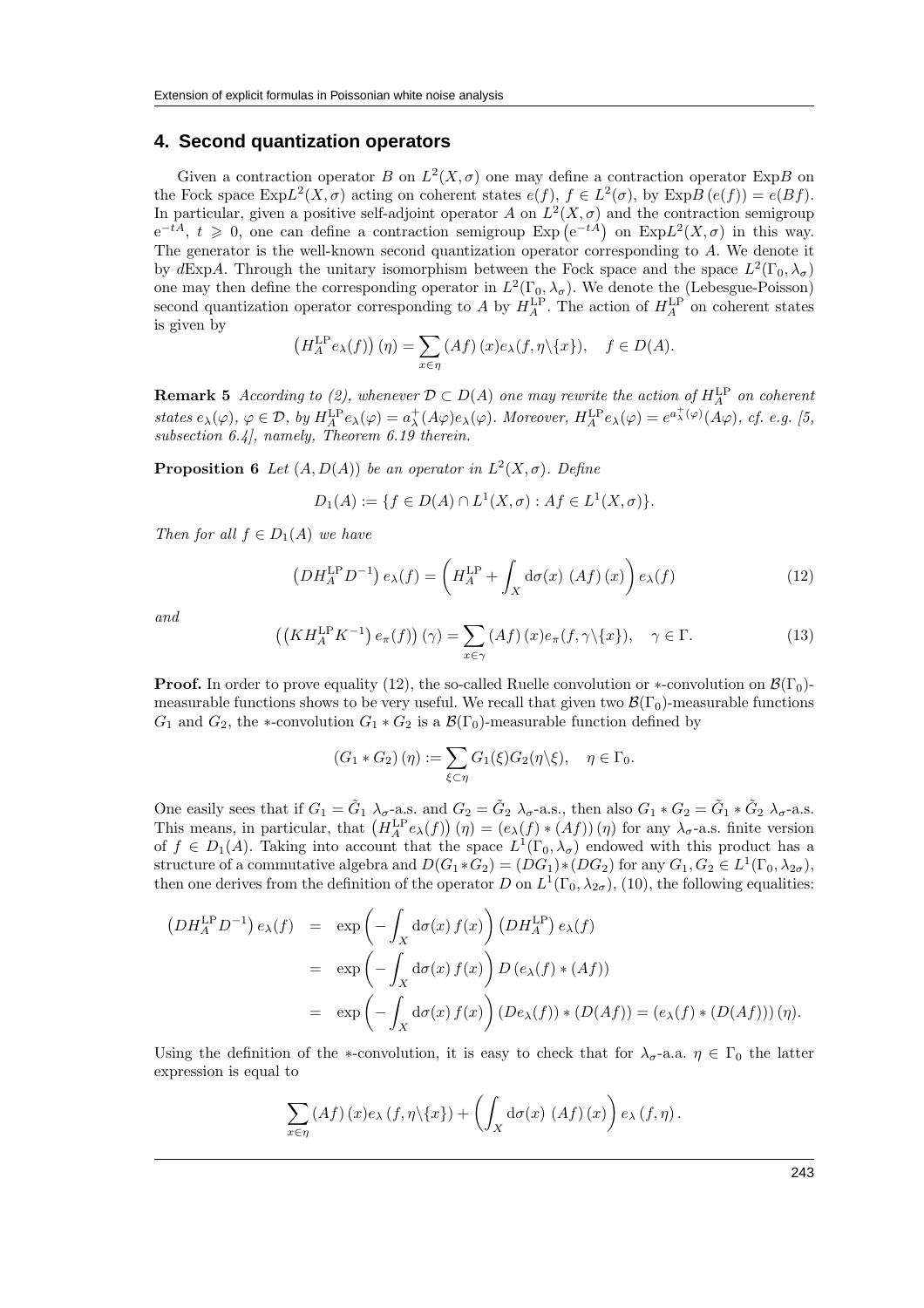## 4. Second quantization operators

Given a contraction operator $B$ on $L^2(X,\sigma)$ one may define a contraction operator $\mathrm{Exp}B$ on the Fock space $\mathrm{Exp}L^2(X,\sigma)$ acting on coherent states $e(f)$, $f \in L^2(\sigma)$, by $\mathrm{Exp}B\,(e(f)) = e(Bf)$. In particular, given a positive self-adjoint operator $A$ on $L^2(X,\sigma)$ and the contraction semigroup $\mathrm{e}^{-tA}$, $t \geqslant 0$, one can define a contraction semigroup $\mathrm{Exp}\left(\mathrm{e}^{-tA}\right)$ on $\mathrm{Exp}L^2(X,\sigma)$ in this way. The generator is the well-known second quantization operator corresponding to $A$. We denote it by $d\mathrm{Exp}A$. Through the unitary isomorphism between the Fock space and the space $L^2(\Gamma_0,\lambda_\sigma)$ one may then define the corresponding operator in $L^2(\Gamma_0,\lambda_\sigma)$. We denote the (Lebesgue-Poisson) second quantization operator corresponding to $A$ by $H_A^{\mathrm{LP}}$. The action of $H_A^{\mathrm{LP}}$ on coherent states is given by

$$\left(H_A^{\mathrm{LP}} e_\lambda(f)\right)(\eta) = \sum_{x\in\eta} (Af)(x) e_\lambda(f, \eta\backslash\{x\}), \quad f \in D(A).$$

**Remark 5** *According to (2), whenever $\mathcal{D} \subset D(A)$ one may rewrite the action of $H_A^{\mathrm{LP}}$ on coherent states $e_\lambda(\varphi)$, $\varphi \in \mathcal{D}$, by $H_A^{\mathrm{LP}} e_\lambda(\varphi) = a_\lambda^+(A\varphi) e_\lambda(\varphi)$. Moreover, $H_A^{\mathrm{LP}} e_\lambda(\varphi) = e^{a_\lambda^+(\varphi)}(A\varphi)$, cf. e.g. [5, subsection 6.4], namely, Theorem 6.19 therein.*

**Proposition 6** *Let $(A, D(A))$ be an operator in $L^2(X,\sigma)$. Define*

$$D_1(A) := \{f \in D(A) \cap L^1(X,\sigma) : Af \in L^1(X,\sigma)\}.$$

*Then for all $f \in D_1(A)$ we have*

$$\left(DH_A^{\mathrm{LP}} D^{-1}\right) e_\lambda(f) = \left(H_A^{\mathrm{LP}} + \int_X \mathrm{d}\sigma(x)\, (Af)(x)\right) e_\lambda(f) \tag{12}$$

*and*

$$\left(\left(KH_A^{\mathrm{LP}} K^{-1}\right) e_\pi(f)\right)(\gamma) = \sum_{x\in\gamma} (Af)(x) e_\pi(f, \gamma\backslash\{x\}), \quad \gamma \in \Gamma. \tag{13}$$

**Proof.** In order to prove equality (12), the so-called Ruelle convolution or $*$-convolution on $\mathcal{B}(\Gamma_0)$-measurable functions shows to be very useful. We recall that given two $\mathcal{B}(\Gamma_0)$-measurable functions $G_1$ and $G_2$, the $*$-convolution $G_1 * G_2$ is a $\mathcal{B}(\Gamma_0)$-measurable function defined by

$$(G_1 * G_2)(\eta) := \sum_{\xi\subset\eta} G_1(\xi) G_2(\eta\backslash\xi), \quad \eta \in \Gamma_0.$$

One easily sees that if $G_1 = \tilde{G}_1$ $\lambda_\sigma$-a.s. and $G_2 = \tilde{G}_2$ $\lambda_\sigma$-a.s., then also $G_1 * G_2 = \tilde{G}_1 * \tilde{G}_2$ $\lambda_\sigma$-a.s. This means, in particular, that $\left(H_A^{\mathrm{LP}} e_\lambda(f)\right)(\eta) = (e_\lambda(f) * (Af))(\eta)$ for any $\lambda_\sigma$-a.s. finite version of $f \in D_1(A)$. Taking into account that the space $L^1(\Gamma_0,\lambda_\sigma)$ endowed with this product has a structure of a commutative algebra and $D(G_1 * G_2) = (DG_1) * (DG_2)$ for any $G_1, G_2 \in L^1(\Gamma_0, \lambda_{2\sigma})$, then one derives from the definition of the operator $D$ on $L^1(\Gamma_0, \lambda_{2\sigma})$, (10), the following equalities:

$$\begin{aligned}
\left(DH_A^{\mathrm{LP}} D^{-1}\right) e_\lambda(f) &= \exp\left(-\int_X \mathrm{d}\sigma(x)\, f(x)\right) \left(DH_A^{\mathrm{LP}}\right) e_\lambda(f) \\
&= \exp\left(-\int_X \mathrm{d}\sigma(x)\, f(x)\right) D\left(e_\lambda(f) * (Af)\right) \\
&= \exp\left(-\int_X \mathrm{d}\sigma(x)\, f(x)\right) (De_\lambda(f)) * (D(Af)) = \left(e_\lambda(f) * (D(Af))\right)(\eta).
\end{aligned}$$

Using the definition of the $*$-convolution, it is easy to check that for $\lambda_\sigma$-a.a. $\eta \in \Gamma_0$ the latter expression is equal to

$$\sum_{x\in\eta} (Af)(x) e_\lambda(f, \eta\backslash\{x\}) + \left(\int_X \mathrm{d}\sigma(x)\, (Af)(x)\right) e_\lambda(f, \eta).$$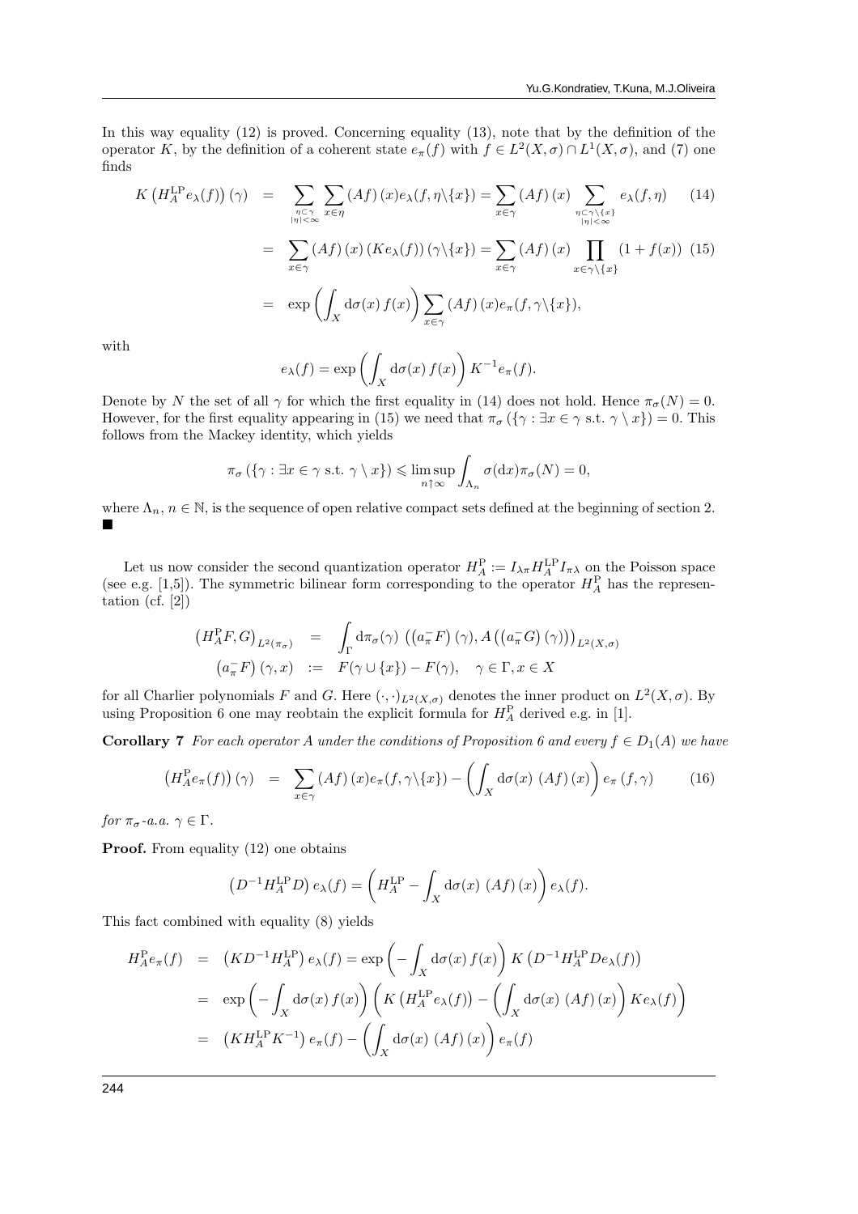In this way equality (12) is proved. Concerning equality (13), note that by the definition of the operator $K$, by the definition of a coherent state $e_\pi(f)$ with $f \in L^2(X,\sigma) \cap L^1(X,\sigma)$, and (7) one finds

$$
\begin{aligned}
K\left(H_A^{\mathrm{LP}} e_\lambda(f)\right)(\gamma) &= \sum_{\substack{\eta \subset \gamma \\ |\eta|<\infty}} \sum_{x \in \eta} (Af)(x) e_\lambda(f, \eta \backslash \{x\}) = \sum_{x \in \gamma} (Af)(x) \sum_{\substack{\eta \subset \gamma \backslash \{x\} \\ |\eta|<\infty}} e_\lambda(f,\eta) \qquad (14) \\
&= \sum_{x \in \gamma} (Af)(x) \left(K e_\lambda(f)\right)(\gamma \backslash \{x\}) = \sum_{x \in \gamma} (Af)(x) \prod_{x \in \gamma \backslash \{x\}} (1 + f(x)) \qquad (15) \\
&= \exp\left(\int_X d\sigma(x)\, f(x)\right) \sum_{x \in \gamma} (Af)(x) e_\pi(f, \gamma \backslash \{x\}),
\end{aligned}
$$

with

$$
e_\lambda(f) = \exp\left(\int_X d\sigma(x)\, f(x)\right) K^{-1} e_\pi(f).
$$

Denote by $N$ the set of all $\gamma$ for which the first equality in (14) does not hold. Hence $\pi_\sigma(N) = 0$. However, for the first equality appearing in (15) we need that $\pi_\sigma(\{\gamma : \exists x \in \gamma \text{ s.t. } \gamma \setminus x\}) = 0$. This follows from the Mackey identity, which yields

$$
\pi_\sigma(\{\gamma : \exists x \in \gamma \text{ s.t. } \gamma \setminus x\}) \leqslant \limsup_{n \uparrow \infty} \int_{\Lambda_n} \sigma(dx) \pi_\sigma(N) = 0,
$$

where $\Lambda_n$, $n \in \mathbb{N}$, is the sequence of open relative compact sets defined at the beginning of section 2. ■

Let us now consider the second quantization operator $H_A^{\mathrm{P}} := I_{\lambda\pi} H_A^{\mathrm{LP}} I_{\pi\lambda}$ on the Poisson space (see e.g. [1,5]). The symmetric bilinear form corresponding to the operator $H_A^{\mathrm{P}}$ has the representation (cf. [2])

$$
\begin{aligned}
\left(H_A^{\mathrm{P}} F, G\right)_{L^2(\pi_\sigma)} &= \int_\Gamma d\pi_\sigma(\gamma) \left(\left(a_\pi^- F\right)(\gamma), A\left(\left(a_\pi^- G\right)(\gamma)\right)\right)_{L^2(X,\sigma)} \\
\left(a_\pi^- F\right)(\gamma, x) &:= F(\gamma \cup \{x\}) - F(\gamma), \quad \gamma \in \Gamma, x \in X
\end{aligned}
$$

for all Charlier polynomials $F$ and $G$. Here $(\cdot,\cdot)_{L^2(X,\sigma)}$ denotes the inner product on $L^2(X,\sigma)$. By using Proposition 6 one may reobtain the explicit formula for $H_A^{\mathrm{P}}$ derived e.g. in [1].

**Corollary 7** *For each operator $A$ under the conditions of Proposition 6 and every $f \in D_1(A)$ we have*

$$
\left(H_A^{\mathrm{P}} e_\pi(f)\right)(\gamma) = \sum_{x \in \gamma} (Af)(x) e_\pi(f, \gamma \backslash \{x\}) - \left(\int_X d\sigma(x)\, (Af)(x)\right) e_\pi(f, \gamma) \qquad (16)
$$

*for $\pi_\sigma$-a.a. $\gamma \in \Gamma$.*

**Proof.** From equality (12) one obtains

$$
\left(D^{-1} H_A^{\mathrm{LP}} D\right) e_\lambda(f) = \left(H_A^{\mathrm{LP}} - \int_X d\sigma(x)\, (Af)(x)\right) e_\lambda(f).
$$

This fact combined with equality (8) yields

$$
\begin{aligned}
H_A^{\mathrm{P}} e_\pi(f) &= \left(K D^{-1} H_A^{\mathrm{LP}}\right) e_\lambda(f) = \exp\left(-\int_X d\sigma(x)\, f(x)\right) K\left(D^{-1} H_A^{\mathrm{LP}} D e_\lambda(f)\right) \\
&= \exp\left(-\int_X d\sigma(x)\, f(x)\right) \left(K\left(H_A^{\mathrm{LP}} e_\lambda(f)\right) - \left(\int_X d\sigma(x)\, (Af)(x)\right) K e_\lambda(f)\right) \\
&= \left(K H_A^{\mathrm{LP}} K^{-1}\right) e_\pi(f) - \left(\int_X d\sigma(x)\, (Af)(x)\right) e_\pi(f)
\end{aligned}
$$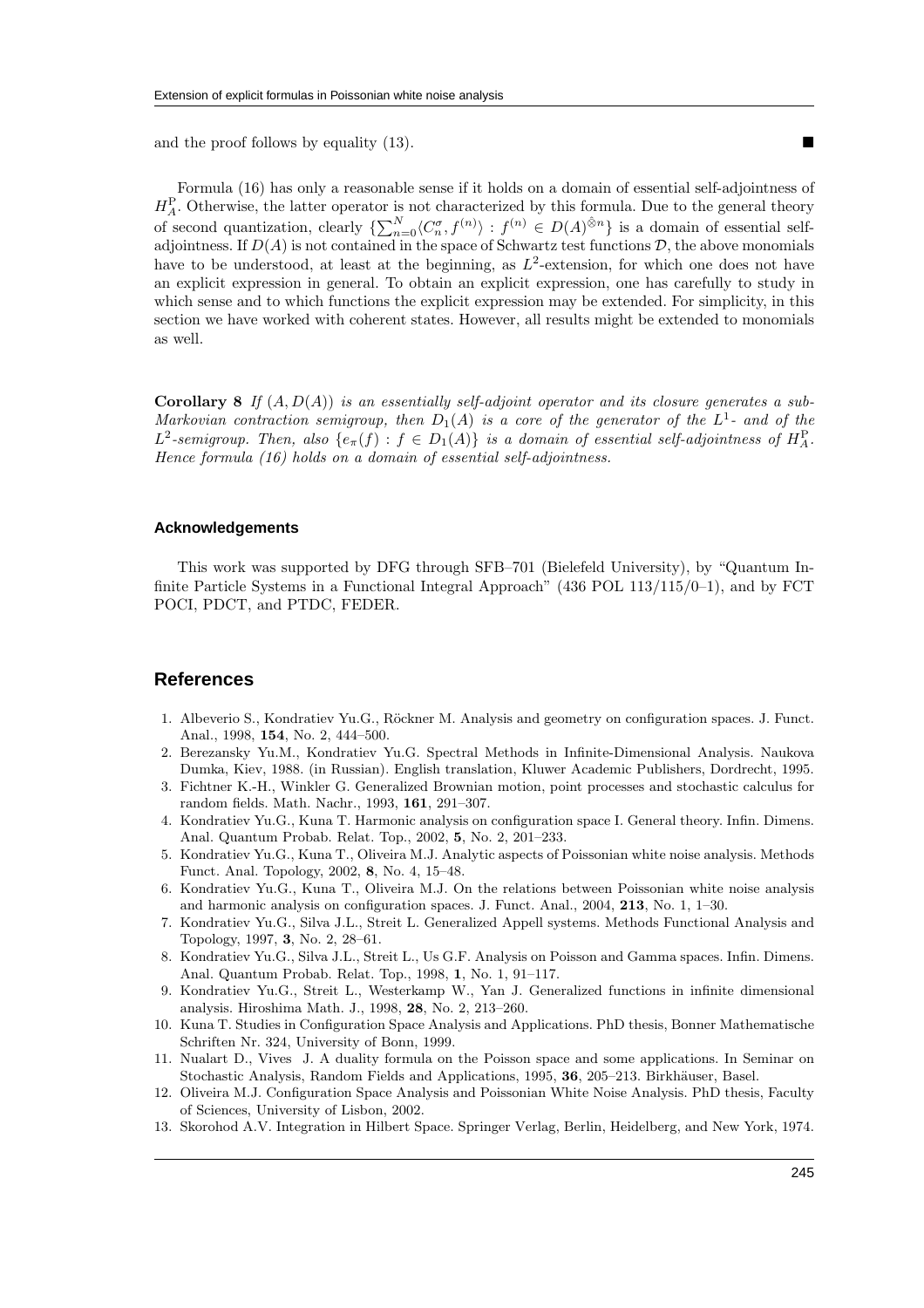and the proof follows by equality (13). ■

Formula (16) has only a reasonable sense if it holds on a domain of essential self-adjointness of $H_A^{\mathrm{P}}$. Otherwise, the latter operator is not characterized by this formula. Due to the general theory of second quantization, clearly $\{\sum_{n=0}^{N}\langle C_n^\sigma, f^{(n)}\rangle : f^{(n)} \in D(A)^{\hat{\otimes}n}\}$ is a domain of essential self-adjointness. If $D(A)$ is not contained in the space of Schwartz test functions $\mathcal{D}$, the above monomials have to be understood, at least at the beginning, as $L^2$-extension, for which one does not have an explicit expression in general. To obtain an explicit expression, one has carefully to study in which sense and to which functions the explicit expression may be extended. For simplicity, in this section we have worked with coherent states. However, all results might be extended to monomials as well.

**Corollary 8** *If $(A, D(A))$ is an essentially self-adjoint operator and its closure generates a sub-Markovian contraction semigroup, then $D_1(A)$ is a core of the generator of the $L^1$- and of the $L^2$-semigroup. Then, also $\{e_\pi(f) : f \in D_1(A)\}$ is a domain of essential self-adjointness of $H_A^{\mathrm{P}}$. Hence formula (16) holds on a domain of essential self-adjointness.*

### Acknowledgements

This work was supported by DFG through SFB–701 (Bielefeld University), by "Quantum Infinite Particle Systems in a Functional Integral Approach" (436 POL 113/115/0–1), and by FCT POCI, PDCT, and PTDC, FEDER.

## References

1. Albeverio S., Kondratiev Yu.G., Röckner M. Analysis and geometry on configuration spaces. J. Funct. Anal., 1998, **154**, No. 2, 444–500.
2. Berezansky Yu.M., Kondratiev Yu.G. Spectral Methods in Infinite-Dimensional Analysis. Naukova Dumka, Kiev, 1988. (in Russian). English translation, Kluwer Academic Publishers, Dordrecht, 1995.
3. Fichtner K.-H., Winkler G. Generalized Brownian motion, point processes and stochastic calculus for random fields. Math. Nachr., 1993, **161**, 291–307.
4. Kondratiev Yu.G., Kuna T. Harmonic analysis on configuration space I. General theory. Infin. Dimens. Anal. Quantum Probab. Relat. Top., 2002, **5**, No. 2, 201–233.
5. Kondratiev Yu.G., Kuna T., Oliveira M.J. Analytic aspects of Poissonian white noise analysis. Methods Funct. Anal. Topology, 2002, **8**, No. 4, 15–48.
6. Kondratiev Yu.G., Kuna T., Oliveira M.J. On the relations between Poissonian white noise analysis and harmonic analysis on configuration spaces. J. Funct. Anal., 2004, **213**, No. 1, 1–30.
7. Kondratiev Yu.G., Silva J.L., Streit L. Generalized Appell systems. Methods Functional Analysis and Topology, 1997, **3**, No. 2, 28–61.
8. Kondratiev Yu.G., Silva J.L., Streit L., Us G.F. Analysis on Poisson and Gamma spaces. Infin. Dimens. Anal. Quantum Probab. Relat. Top., 1998, **1**, No. 1, 91–117.
9. Kondratiev Yu.G., Streit L., Westerkamp W., Yan J. Generalized functions in infinite dimensional analysis. Hiroshima Math. J., 1998, **28**, No. 2, 213–260.
10. Kuna T. Studies in Configuration Space Analysis and Applications. PhD thesis, Bonner Mathematische Schriften Nr. 324, University of Bonn, 1999.
11. Nualart D., Vives J. A duality formula on the Poisson space and some applications. In Seminar on Stochastic Analysis, Random Fields and Applications, 1995, **36**, 205–213. Birkhäuser, Basel.
12. Oliveira M.J. Configuration Space Analysis and Poissonian White Noise Analysis. PhD thesis, Faculty of Sciences, University of Lisbon, 2002.
13. Skorohod A.V. Integration in Hilbert Space. Springer Verlag, Berlin, Heidelberg, and New York, 1974.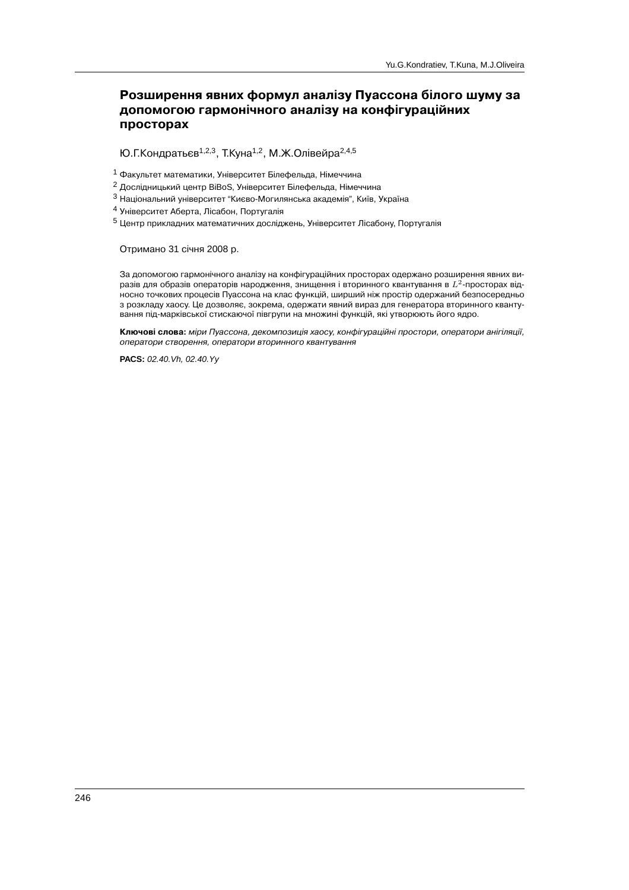# Розширення явних формул аналізу Пуассона білого шуму за допомогою гармонічного аналізу на конфігураційних просторах

Ю.Г.Кондратьєв[1,2,3], Т.Куна[1,2], М.Ж.Олівейра[2,4,5]

[1] Факультет математики, Університет Білефельда, Німеччина

[2] Дослідницький центр BiBoS, Університет Білефельда, Німеччина

[3] Національний університет “Києво-Могилянська академія”, Київ, Україна

[4] Університет Аберта, Лісабон, Португалія

[5] Центр прикладних математичних досліджень, Університет Лісабону, Португалія

Отримано 31 січня 2008 р.

За допомогою гармонічного аналізу на конфігураційних просторах одержано розширення явних виразів для образів операторів народження, знищення і вторинного квантування в $L^2$-просторах відносно точкових процесів Пуассона на клас функцій, ширший ніж простір одержаний безпосередньо з розкладу хаосу. Це дозволяє, зокрема, одержати явний вираз для генератора вторинного квантування під-марківської стискаючої півгрупи на множині функцій, які утворюють його ядро.

**Ключові слова:** *міри Пуассона, декомпозиція хаосу, конфігураційні простори, оператори анігіляції, оператори створення, оператори вторинного квантування*

**PACS:** *02.40.Vh, 02.40.Yy*